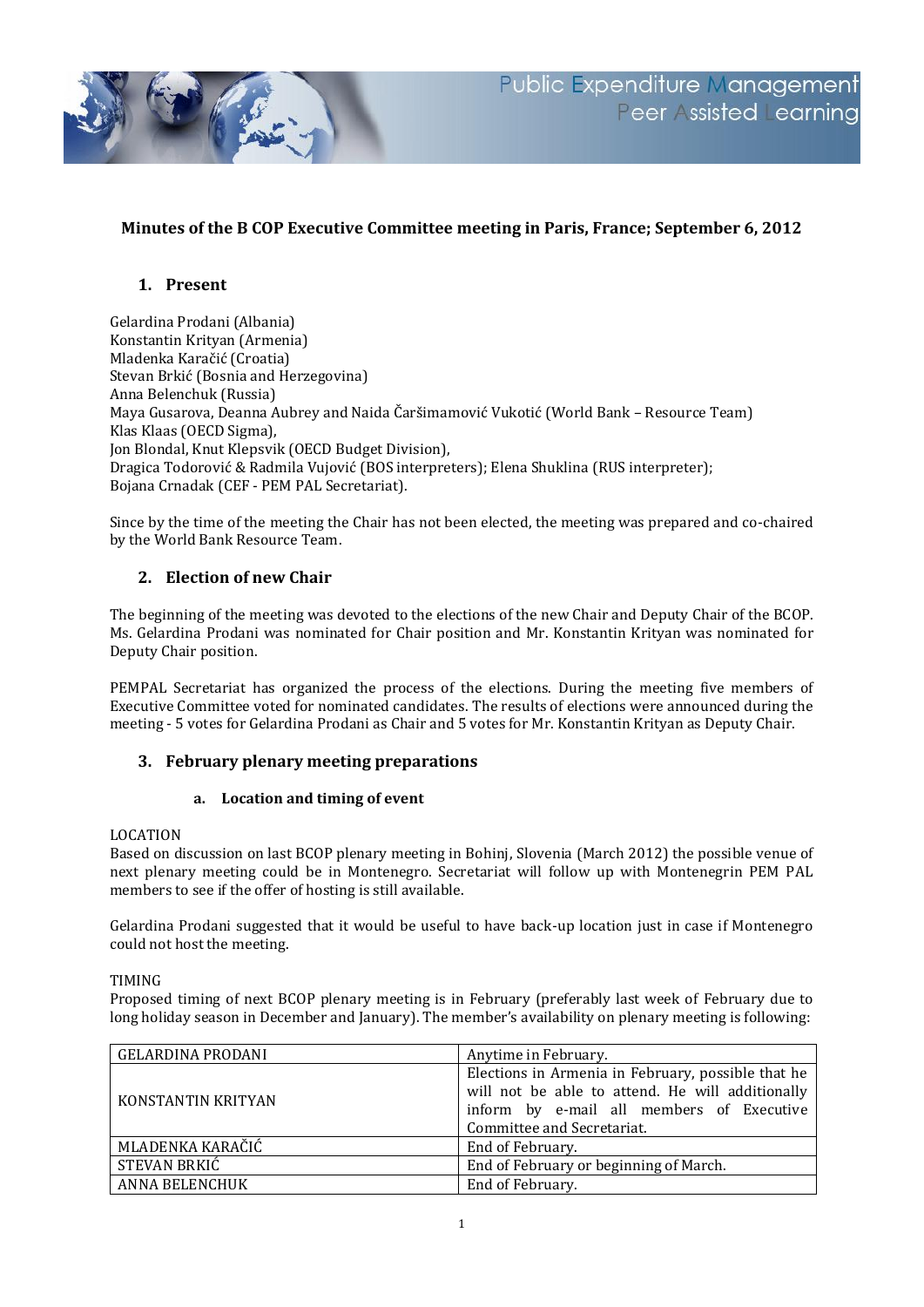# Minutes of the B COP Executive Committee meeting in Paris, France; September 6, 2012

## 1. Present

Gelardina Prodani (Albania)
Konstantin Krityan (Armenia)
Mladenka Karačić (Croatia)
Stevan Brkić (Bosnia and Herzegovina)
Anna Belenchuk (Russia)
Maya Gusarova, Deanna Aubrey and Naida Čaršimamović Vukotić (World Bank – Resource Team)
Klas Klaas (OECD Sigma),
Jon Blondal, Knut Klepsvik (OECD Budget Division),
Dragica Todorović & Radmila Vujović (BOS interpreters); Elena Shuklina (RUS interpreter);
Bojana Crnadak (CEF - PEM PAL Secretariat).

Since by the time of the meeting the Chair has not been elected, the meeting was prepared and co-chaired by the World Bank Resource Team.

## 2. Election of new Chair

The beginning of the meeting was devoted to the elections of the new Chair and Deputy Chair of the BCOP. Ms. Gelardina Prodani was nominated for Chair position and Mr. Konstantin Krityan was nominated for Deputy Chair position.

PEMPAL Secretariat has organized the process of the elections. During the meeting five members of Executive Committee voted for nominated candidates. The results of elections were announced during the meeting - 5 votes for Gelardina Prodani as Chair and 5 votes for Mr. Konstantin Krityan as Deputy Chair.

## 3. February plenary meeting preparations

### a. Location and timing of event

LOCATION

Based on discussion on last BCOP plenary meeting in Bohinj, Slovenia (March 2012) the possible venue of next plenary meeting could be in Montenegro. Secretariat will follow up with Montenegrin PEM PAL members to see if the offer of hosting is still available.

Gelardina Prodani suggested that it would be useful to have back-up location just in case if Montenegro could not host the meeting.

TIMING

Proposed timing of next BCOP plenary meeting is in February (preferably last week of February due to long holiday season in December and January). The member's availability on plenary meeting is following:

| GELARDINA PRODANI | Anytime in February. |
|---|---|
| KONSTANTIN KRITYAN | Elections in Armenia in February, possible that he will not be able to attend. He will additionally inform by e-mail all members of Executive Committee and Secretariat. |
| MLADENKA KARAČIĆ | End of February. |
| STEVAN BRKIĆ | End of February or beginning of March. |
| ANNA BELENCHUK | End of February. |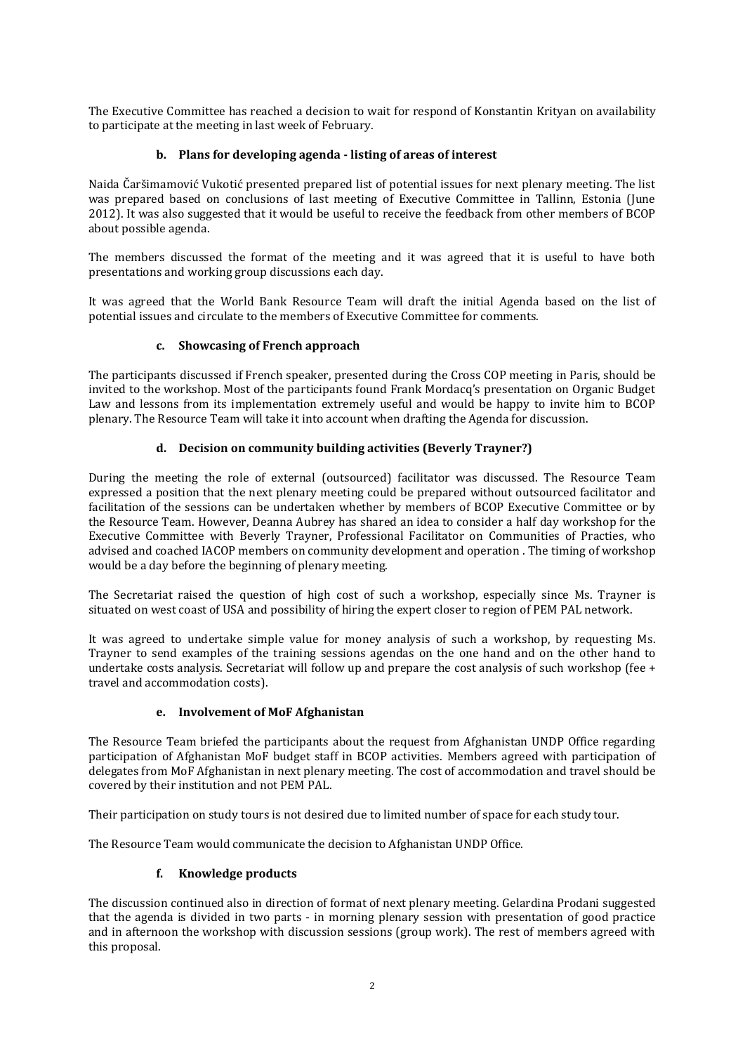The Executive Committee has reached a decision to wait for respond of Konstantin Krityan on availability to participate at the meeting in last week of February.

**b. Plans for developing agenda - listing of areas of interest**

Naida Čaršimamović Vukotić presented prepared list of potential issues for next plenary meeting. The list was prepared based on conclusions of last meeting of Executive Committee in Tallinn, Estonia (June 2012). It was also suggested that it would be useful to receive the feedback from other members of BCOP about possible agenda.

The members discussed the format of the meeting and it was agreed that it is useful to have both presentations and working group discussions each day.

It was agreed that the World Bank Resource Team will draft the initial Agenda based on the list of potential issues and circulate to the members of Executive Committee for comments.

**c. Showcasing of French approach**

The participants discussed if French speaker, presented during the Cross COP meeting in Paris, should be invited to the workshop. Most of the participants found Frank Mordacq's presentation on Organic Budget Law and lessons from its implementation extremely useful and would be happy to invite him to BCOP plenary. The Resource Team will take it into account when drafting the Agenda for discussion.

**d. Decision on community building activities (Beverly Trayner?)**

During the meeting the role of external (outsourced) facilitator was discussed. The Resource Team expressed a position that the next plenary meeting could be prepared without outsourced facilitator and facilitation of the sessions can be undertaken whether by members of BCOP Executive Committee or by the Resource Team. However, Deanna Aubrey has shared an idea to consider a half day workshop for the Executive Committee with Beverly Trayner, Professional Facilitator on Communities of Practies, who advised and coached IACOP members on community development and operation . The timing of workshop would be a day before the beginning of plenary meeting.

The Secretariat raised the question of high cost of such a workshop, especially since Ms. Trayner is situated on west coast of USA and possibility of hiring the expert closer to region of PEM PAL network.

It was agreed to undertake simple value for money analysis of such a workshop, by requesting Ms. Trayner to send examples of the training sessions agendas on the one hand and on the other hand to undertake costs analysis. Secretariat will follow up and prepare the cost analysis of such workshop (fee + travel and accommodation costs).

**e. Involvement of MoF Afghanistan**

The Resource Team briefed the participants about the request from Afghanistan UNDP Office regarding participation of Afghanistan MoF budget staff in BCOP activities. Members agreed with participation of delegates from MoF Afghanistan in next plenary meeting. The cost of accommodation and travel should be covered by their institution and not PEM PAL.

Their participation on study tours is not desired due to limited number of space for each study tour.

The Resource Team would communicate the decision to Afghanistan UNDP Office.

**f. Knowledge products**

The discussion continued also in direction of format of next plenary meeting. Gelardina Prodani suggested that the agenda is divided in two parts - in morning plenary session with presentation of good practice and in afternoon the workshop with discussion sessions (group work). The rest of members agreed with this proposal.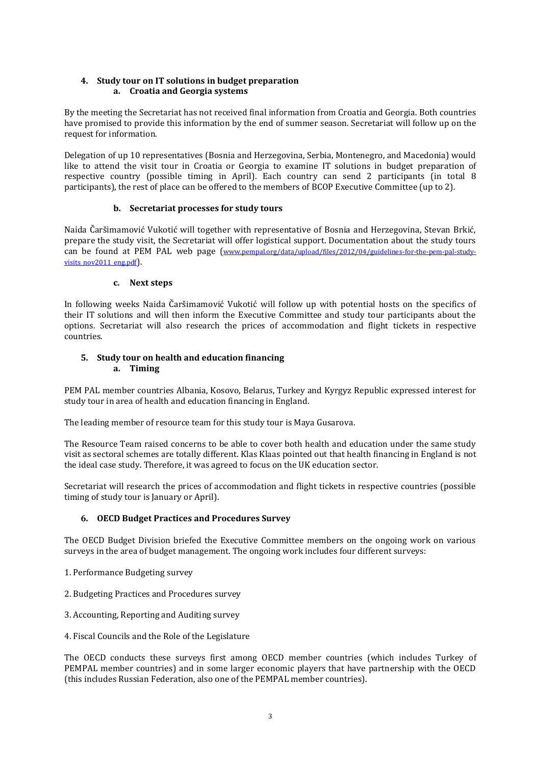## 4. Study tour on IT solutions in budget preparation

### a. Croatia and Georgia systems

By the meeting the Secretariat has not received final information from Croatia and Georgia. Both countries have promised to provide this information by the end of summer season. Secretariat will follow up on the request for information.

Delegation of up 10 representatives (Bosnia and Herzegovina, Serbia, Montenegro, and Macedonia) would like to attend the visit tour in Croatia or Georgia to examine IT solutions in budget preparation of respective country (possible timing in April). Each country can send 2 participants (in total 8 participants), the rest of place can be offered to the members of BCOP Executive Committee (up to 2).

### b. Secretariat processes for study tours

Naida Čaršimamović Vukotić will together with representative of Bosnia and Herzegovina, Stevan Brkić, prepare the study visit, the Secretariat will offer logistical support. Documentation about the study tours can be found at PEM PAL web page (www.pempal.org/data/upload/files/2012/04/guidelines-for-the-pem-pal-study-visits_nov2011_eng.pdf).

### c. Next steps

In following weeks Naida Čaršimamović Vukotić will follow up with potential hosts on the specifics of their IT solutions and will then inform the Executive Committee and study tour participants about the options. Secretariat will also research the prices of accommodation and flight tickets in respective countries.

## 5. Study tour on health and education financing

### a. Timing

PEM PAL member countries Albania, Kosovo, Belarus, Turkey and Kyrgyz Republic expressed interest for study tour in area of health and education financing in England.

The leading member of resource team for this study tour is Maya Gusarova.

The Resource Team raised concerns to be able to cover both health and education under the same study visit as sectoral schemes are totally different. Klas Klaas pointed out that health financing in England is not the ideal case study. Therefore, it was agreed to focus on the UK education sector.

Secretariat will research the prices of accommodation and flight tickets in respective countries (possible timing of study tour is January or April).

## 6. OECD Budget Practices and Procedures Survey

The OECD Budget Division briefed the Executive Committee members on the ongoing work on various surveys in the area of budget management. The ongoing work includes four different surveys:

1. Performance Budgeting survey

2. Budgeting Practices and Procedures survey

3. Accounting, Reporting and Auditing survey

4. Fiscal Councils and the Role of the Legislature

The OECD conducts these surveys first among OECD member countries (which includes Turkey of PEMPAL member countries) and in some larger economic players that have partnership with the OECD (this includes Russian Federation, also one of the PEMPAL member countries).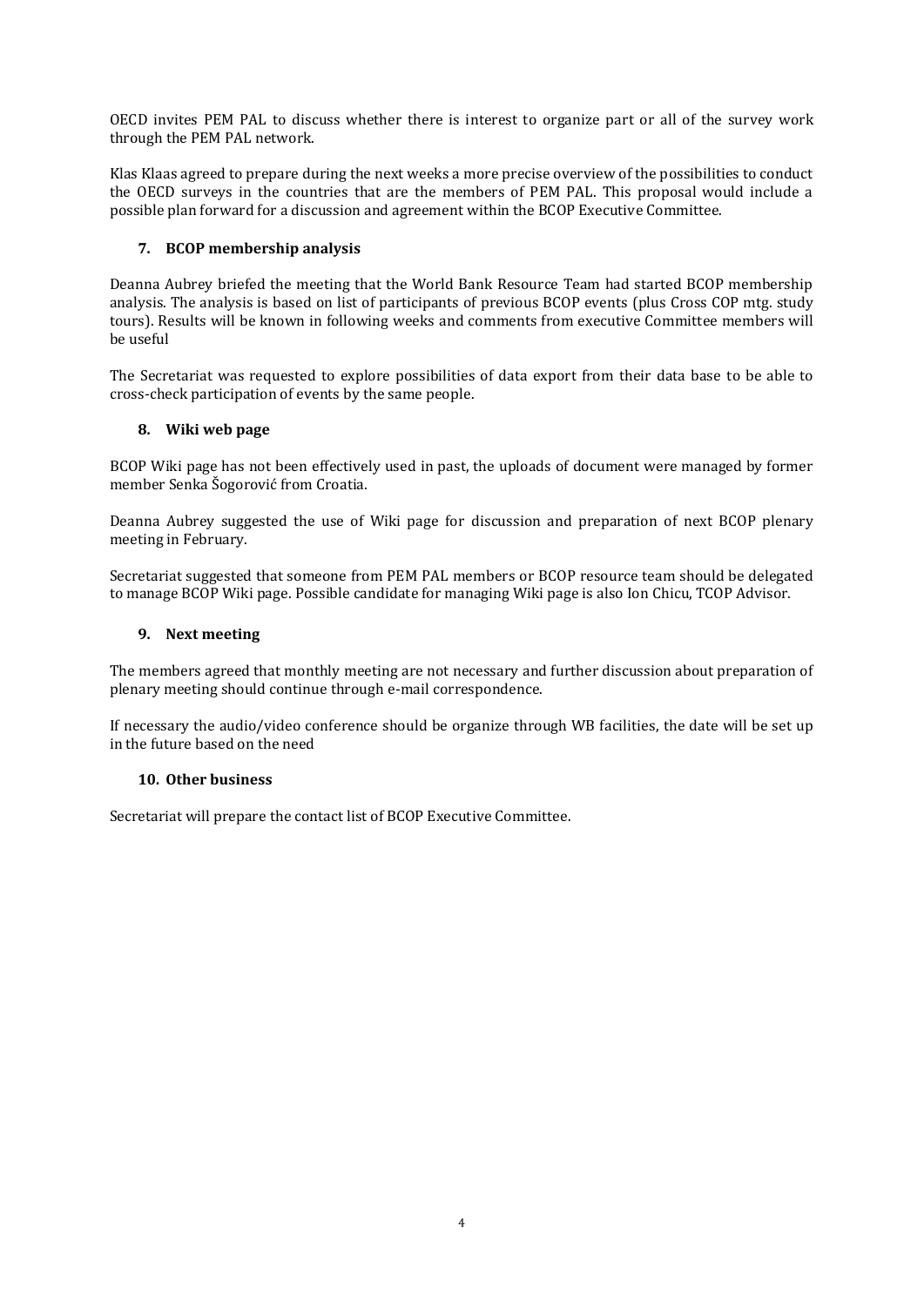OECD invites PEM PAL to discuss whether there is interest to organize part or all of the survey work through the PEM PAL network.

Klas Klaas agreed to prepare during the next weeks a more precise overview of the possibilities to conduct the OECD surveys in the countries that are the members of PEM PAL. This proposal would include a possible plan forward for a discussion and agreement within the BCOP Executive Committee.

### 7. BCOP membership analysis

Deanna Aubrey briefed the meeting that the World Bank Resource Team had started BCOP membership analysis. The analysis is based on list of participants of previous BCOP events (plus Cross COP mtg. study tours). Results will be known in following weeks and comments from executive Committee members will be useful

The Secretariat was requested to explore possibilities of data export from their data base to be able to cross-check participation of events by the same people.

### 8. Wiki web page

BCOP Wiki page has not been effectively used in past, the uploads of document were managed by former member Senka Šogorović from Croatia.

Deanna Aubrey suggested the use of Wiki page for discussion and preparation of next BCOP plenary meeting in February.

Secretariat suggested that someone from PEM PAL members or BCOP resource team should be delegated to manage BCOP Wiki page. Possible candidate for managing Wiki page is also Ion Chicu, TCOP Advisor.

### 9. Next meeting

The members agreed that monthly meeting are not necessary and further discussion about preparation of plenary meeting should continue through e-mail correspondence.

If necessary the audio/video conference should be organize through WB facilities, the date will be set up in the future based on the need

### 10. Other business

Secretariat will prepare the contact list of BCOP Executive Committee.